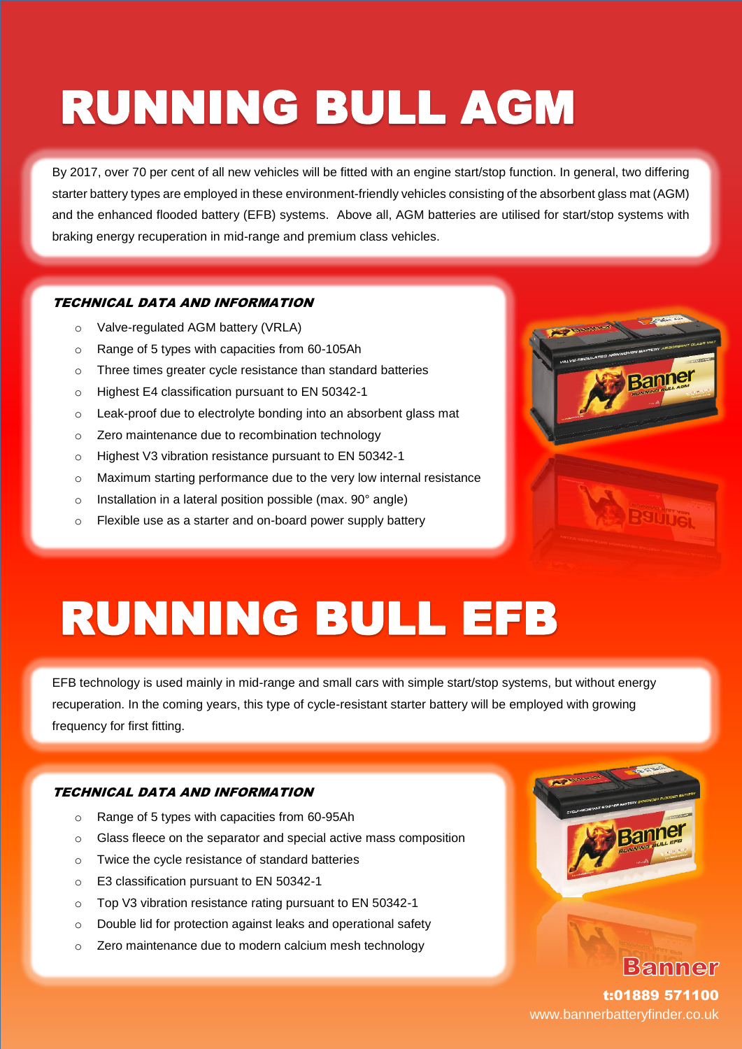# RUNNING BULL AGM

By 2017, over 70 per cent of all new vehicles will be fitted with an engine start/stop function. In general, two differing starter battery types are employed in these environment-friendly vehicles consisting of the absorbent glass mat (AGM) and the enhanced flooded battery (EFB) systems. Above all, AGM batteries are utilised for start/stop systems with braking energy recuperation in mid-range and premium class vehicles.

### *TECHNICAL DATA AND INFORMATION*

- Valve-regulated AGM battery (VRLA)
- Range of 5 types with capacities from 60-105Ah
- Three times greater cycle resistance than standard batteries
- Highest E4 classification pursuant to EN 50342-1
- Leak-proof due to electrolyte bonding into an absorbent glass mat
- Zero maintenance due to recombination technology
- Highest V3 vibration resistance pursuant to EN 50342-1
- Maximum starting performance due to the very low internal resistance
- Installation in a lateral position possible (max. 90° angle)
- Flexible use as a starter and on-board power supply battery

# RUNNING BULL EFB

EFB technology is used mainly in mid-range and small cars with simple start/stop systems, but without energy recuperation. In the coming years, this type of cycle-resistant starter battery will be employed with growing frequency for first fitting.

### *TECHNICAL DATA AND INFORMATION*

- Range of 5 types with capacities from 60-95Ah
- Glass fleece on the separator and special active mass composition
- Twice the cycle resistance of standard batteries
- E3 classification pursuant to EN 50342-1
- Top V3 vibration resistance rating pursuant to EN 50342-1
- Double lid for protection against leaks and operational safety
- Zero maintenance due to modern calcium mesh technology

**Banner**

**t:01889 571100**

www.bannerbatteryfinder.co.uk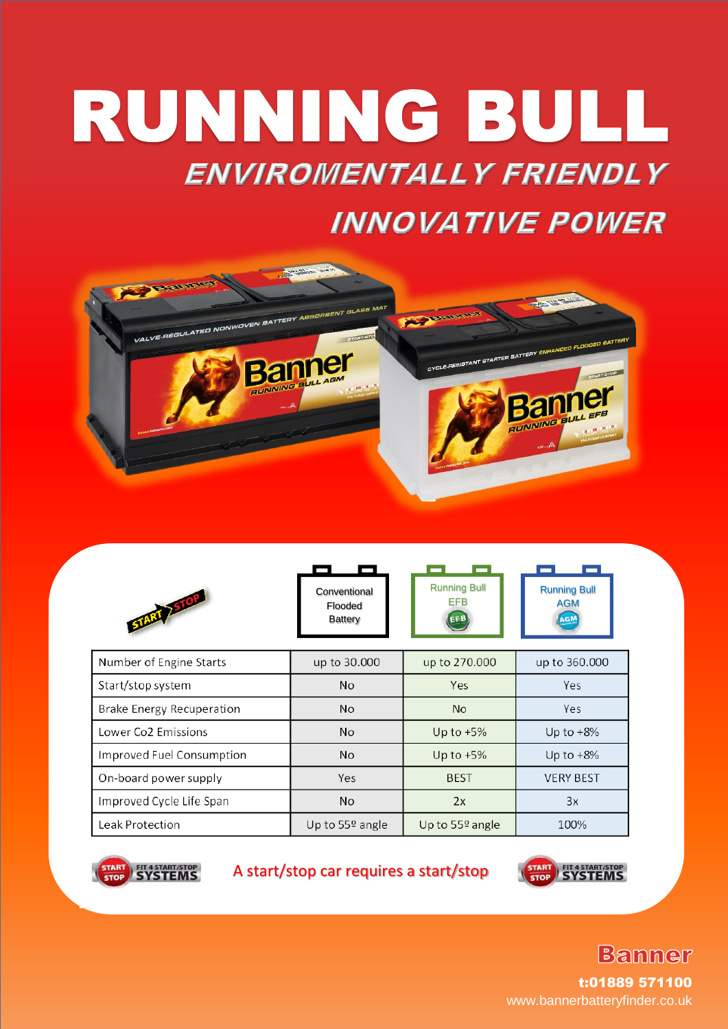# RUNNING BULL

## *ENVIROMENTALLY FRIENDLY*

## *INNOVATIVE POWER*

| | Conventional Flooded Battery | Running Bull EFB | Running Bull AGM |
|---|---|---|---|
| Number of Engine Starts | up to 30.000 | up to 270.000 | up to 360.000 |
| Start/stop system | No | Yes | Yes |
| Brake Energy Recuperation | No | No | Yes |
| Lower Co2 Emissions | No | Up to +5% | Up to +8% |
| Improved Fuel Consumption | No | Up to +5% | Up to +8% |
| On-board power supply | Yes | BEST | VERY BEST |
| Improved Cycle Life Span | No | 2x | 3x |
| Leak Protection | Up to 55º angle | Up to 55º angle | 100% |

START STOP FIT 4 START/STOP SYSTEMS

A start/stop car requires a start/stop

START STOP FIT 4 START/STOP SYSTEMS

**Banner**

**t:01889 571100**

www.bannerbatteryfinder.co.uk